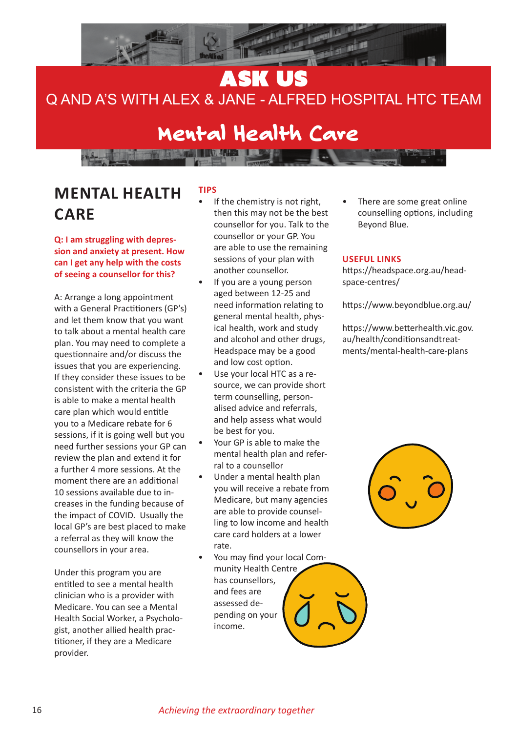# ASK US

## Q AND A'S WITH ALEX & JANE - ALFRED HOSPITAL HTC TEAM

# Mental Health Care

## MENTAL HEALTH CARE

**Q: I am struggling with depression and anxiety at present. How can I get any help with the costs of seeing a counsellor for this?**

A: Arrange a long appointment with a General Practitioners (GP's) and let them know that you want to talk about a mental health care plan. You may need to complete a questionnaire and/or discuss the issues that you are experiencing. If they consider these issues to be consistent with the criteria the GP is able to make a mental health care plan which would entitle you to a Medicare rebate for 6 sessions, if it is going well but you need further sessions your GP can review the plan and extend it for a further 4 more sessions. At the moment there are an additional 10 sessions available due to increases in the funding because of the impact of COVID. Usually the local GP's are best placed to make a referral as they will know the counsellors in your area.

Under this program you are entitled to see a mental health clinician who is a provider with Medicare. You can see a Mental Health Social Worker, a Psychologist, another allied health practitioner, if they are a Medicare provider.

### TIPS

- If the chemistry is not right, then this may not be the best counsellor for you. Talk to the counsellor or your GP. You are able to use the remaining sessions of your plan with another counsellor.
- If you are a young person aged between 12-25 and need information relating to general mental health, physical health, work and study and alcohol and other drugs, Headspace may be a good and low cost option.
- Use your local HTC as a resource, we can provide short term counselling, personalised advice and referrals, and help assess what would be best for you.
- Your GP is able to make the mental health plan and referral to a counsellor
- Under a mental health plan you will receive a rebate from Medicare, but many agencies are able to provide counselling to low income and health care card holders at a lower rate.
- You may find your local Community Health Centre has counsellors, and fees are assessed depending on your income.
- There are some great online counselling options, including Beyond Blue.

### USEFUL LINKS

https://headspace.org.au/headspace-centres/

https://www.beyondblue.org.au/

https://www.betterhealth.vic.gov.au/health/conditionsandtreatments/mental-health-care-plans

*Achieving the extraordinary together*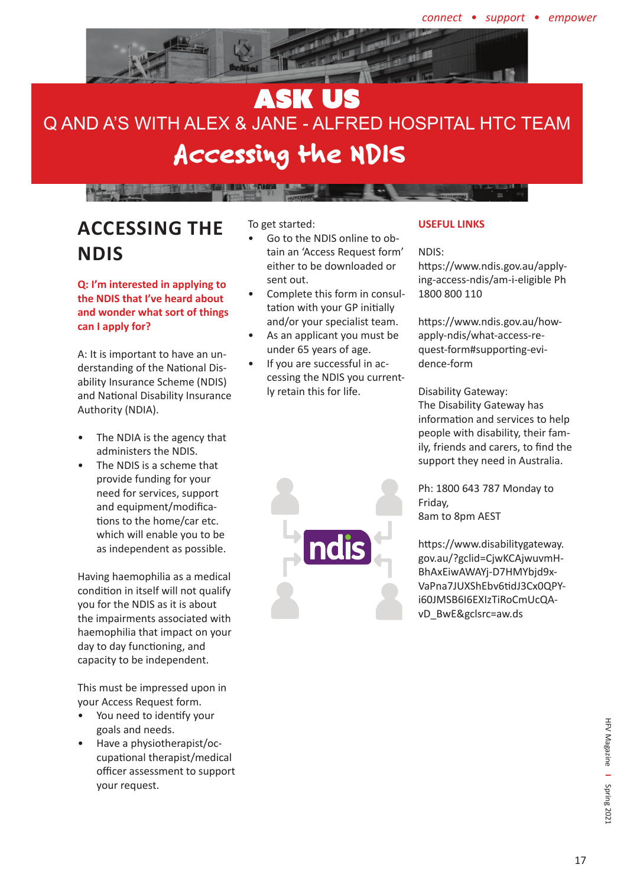# ASK US

## Q AND A'S WITH ALEX & JANE - ALFRED HOSPITAL HTC TEAM

## Accessing the NDIS

## ACCESSING THE NDIS

**Q: I'm interested in applying to the NDIS that I've heard about and wonder what sort of things can I apply for?**

A: It is important to have an understanding of the National Disability Insurance Scheme (NDIS) and National Disability Insurance Authority (NDIA).

- The NDIA is the agency that administers the NDIS.
- The NDIS is a scheme that provide funding for your need for services, support and equipment/modifications to the home/car etc. which will enable you to be as independent as possible.

Having haemophilia as a medical condition in itself will not qualify you for the NDIS as it is about the impairments associated with haemophilia that impact on your day to day functioning, and capacity to be independent.

This must be impressed upon in your Access Request form.

- You need to identify your goals and needs.
- Have a physiotherapist/occupational therapist/medical officer assessment to support your request.

To get started:

- Go to the NDIS online to obtain an 'Access Request form' either to be downloaded or sent out.
- Complete this form in consultation with your GP initially and/or your specialist team.
- As an applicant you must be under 65 years of age.
- If you are successful in accessing the NDIS you currently retain this for life.

**USEFUL LINKS**

NDIS:
https://www.ndis.gov.au/applying-access-ndis/am-i-eligible Ph 1800 800 110

https://www.ndis.gov.au/how-apply-ndis/what-access-request-form#supporting-evidence-form

Disability Gateway:
The Disability Gateway has information and services to help people with disability, their family, friends and carers, to find the support they need in Australia.

Ph: 1800 643 787 Monday to Friday,
8am to 8pm AEST

https://www.disabilitygateway.gov.au/?gclid=CjwKCAjwuvmHBhAxEiwAWAYj-D7HMYbjd9xVaPna7JUXShEbv6tidJ3Cx0QPYi60JMSB6I6EXIzTiRoCmUcQAvD_BwE&gclsrc=aw.ds